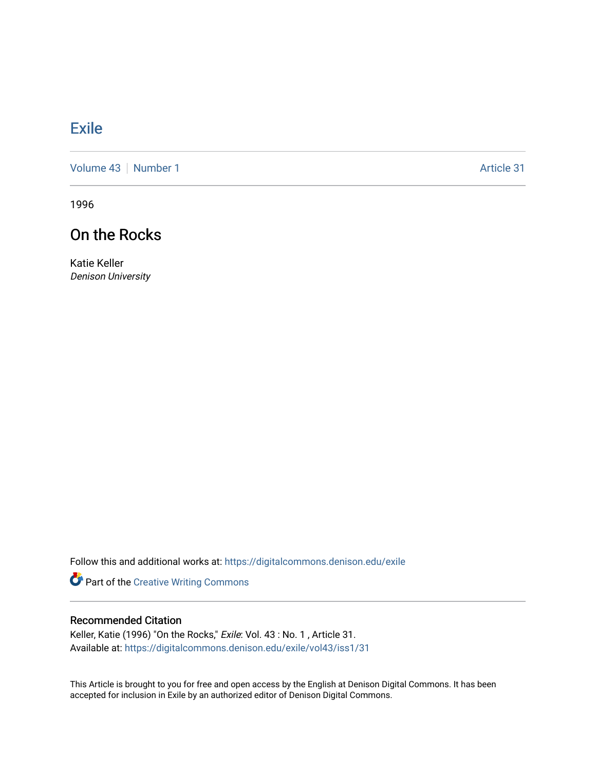# Exile

Volume 43 | Number 1 | Article 31

1996

## On the Rocks

Katie Keller
*Denison University*

Follow this and additional works at: https://digitalcommons.denison.edu/exile

Part of the Creative Writing Commons

### Recommended Citation

Keller, Katie (1996) "On the Rocks," *Exile*: Vol. 43 : No. 1 , Article 31.
Available at: https://digitalcommons.denison.edu/exile/vol43/iss1/31

This Article is brought to you for free and open access by the English at Denison Digital Commons. It has been accepted for inclusion in Exile by an authorized editor of Denison Digital Commons.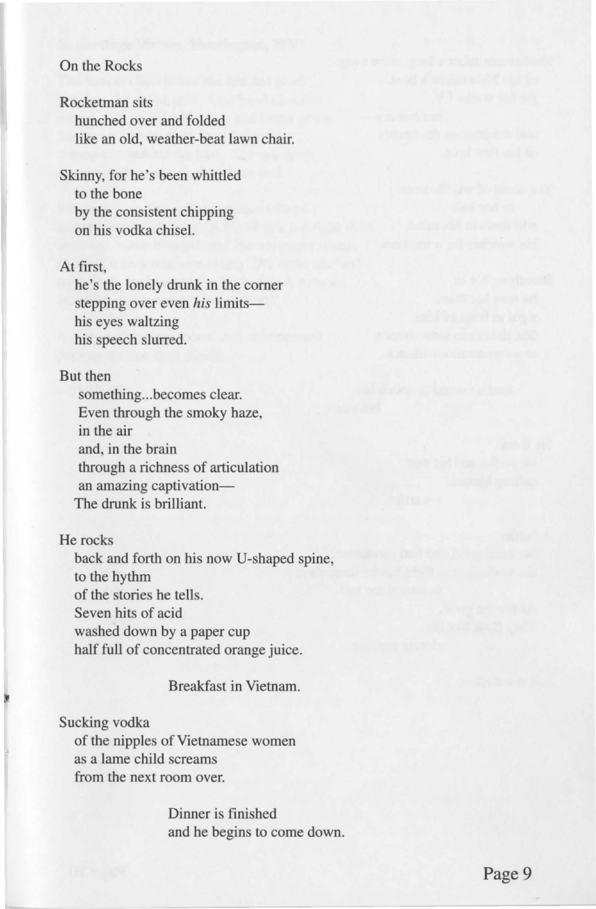## On the Rocks

Rocketman sits  
hunched over and folded  
like an old, weather-beat lawn chair.

Skinny, for he's been whittled  
to the bone  
by the consistent chipping  
on his vodka chisel.

At first,  
he's the lonely drunk in the corner  
stepping over even *his* limits—  
his eyes waltzing  
his speech slurred.

But then  
something...becomes clear.  
Even through the smoky haze,  
in the air  
and, in the brain  
through a richness of articulation  
an amazing captivation—  
The drunk is brilliant.

He rocks  
back and forth on his now U-shaped spine,  
to the hythm  
of the stories he tells.  
Seven hits of acid  
washed down by a paper cup  
half full of concentrated orange juice.

Breakfast in Vietnam.

Sucking vodka  
of the nipples of Vietnamese women  
as a lame child screams  
from the next room over.

Dinner is finished  
and he begins to come down.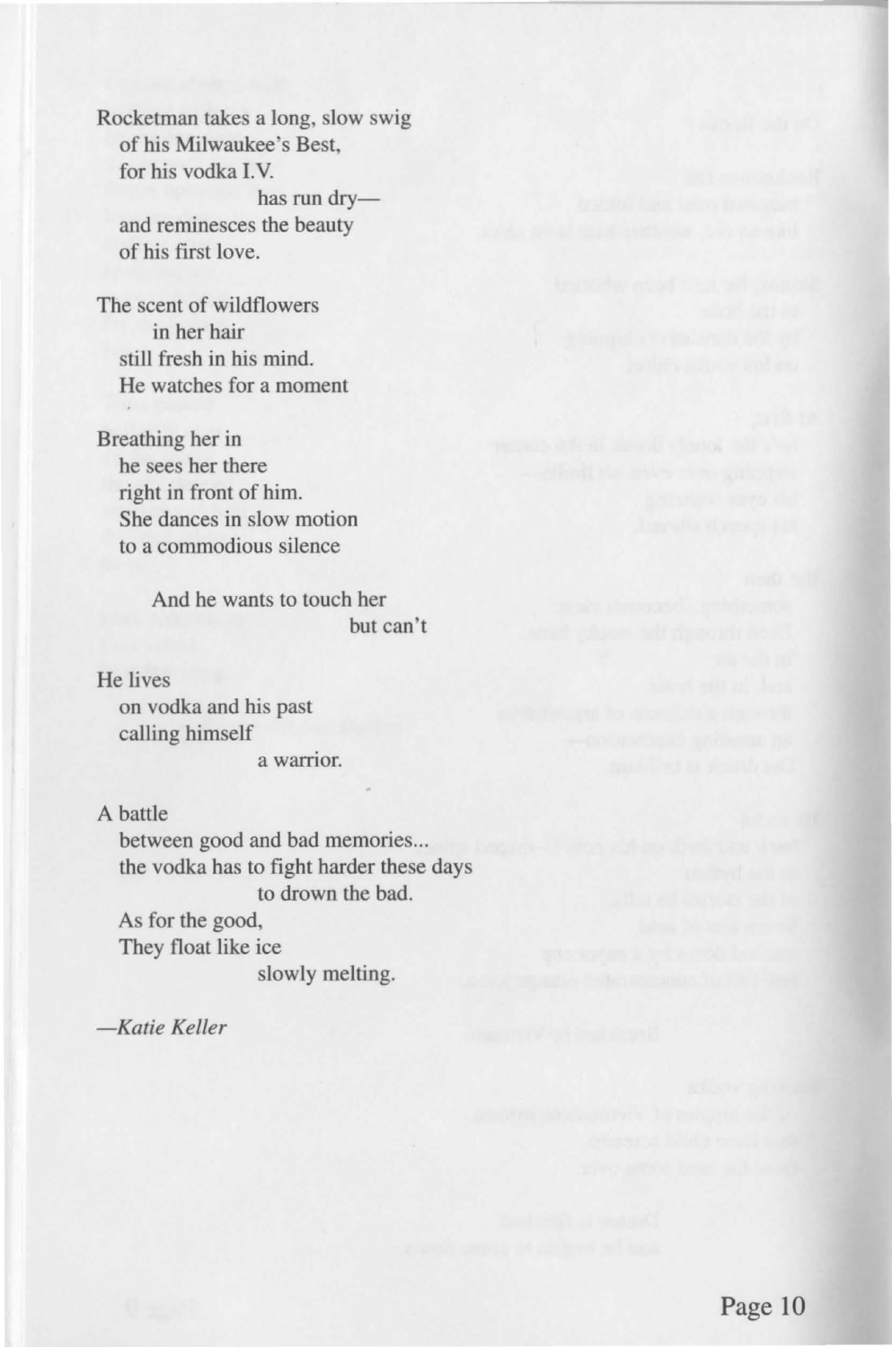Rocketman takes a long, slow swig
  of his Milwaukee's Best,
  for his vodka I.V.
                  has run dry—
  and reminesces the beauty
  of his first love.

The scent of wildflowers
    in her hair
  still fresh in his mind.
  He watches for a moment

Breathing her in
  he sees her there
  right in front of him.
  She dances in slow motion
  to a commodious silence

    And he wants to touch her
                          but can't

He lives
  on vodka and his past
  calling himself
                  a warrior.

A battle
  between good and bad memories...
  the vodka has to fight harder these days
                  to drown the bad.
  As for the good,
  They float like ice
                  slowly melting.

*—Katie Keller*